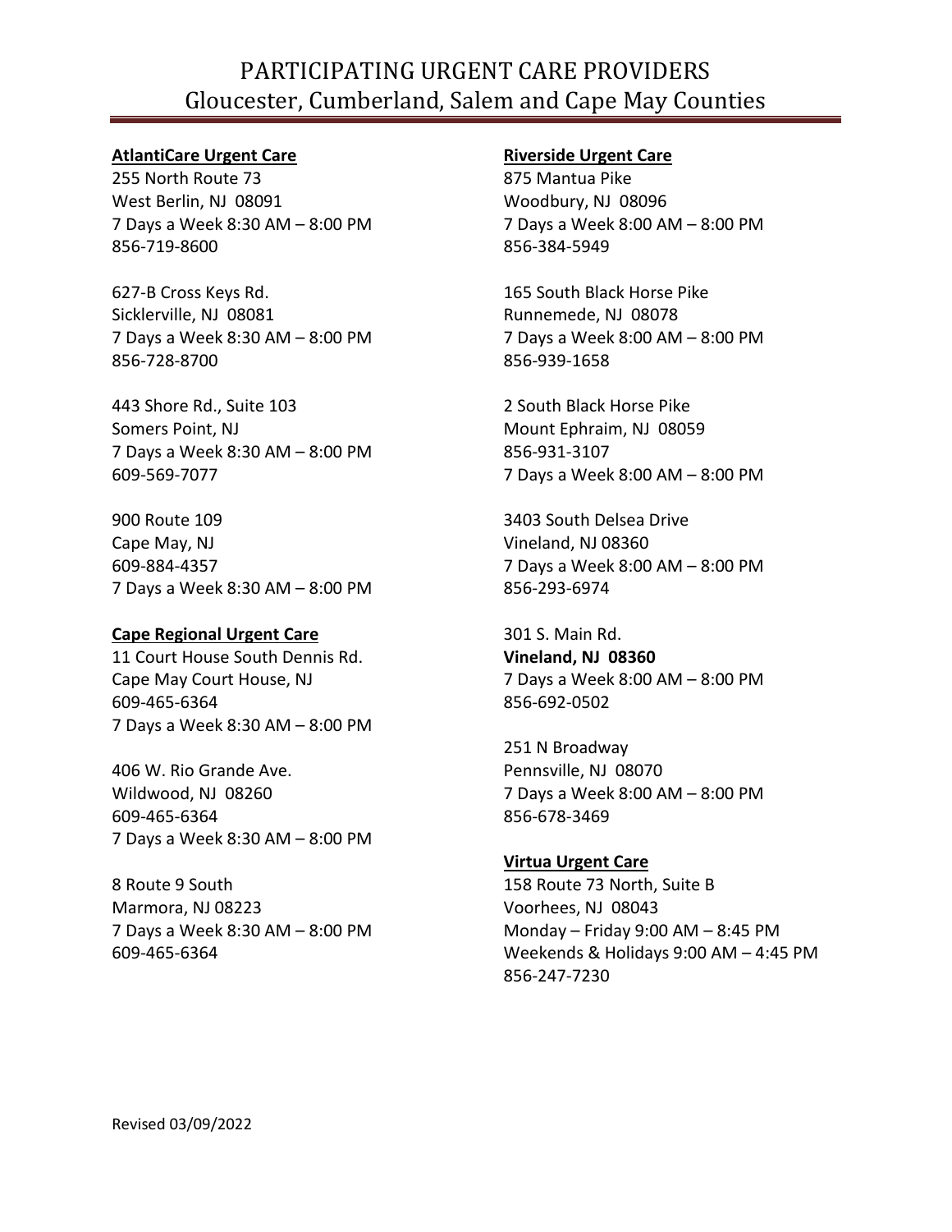# PARTICIPATING URGENT CARE PROVIDERS
## Gloucester, Cumberland, Salem and Cape May Counties

**AtlantiCare Urgent Care**

255 North Route 73
West Berlin, NJ 08091
7 Days a Week 8:30 AM – 8:00 PM
856-719-8600

627-B Cross Keys Rd.
Sicklerville, NJ 08081
7 Days a Week 8:30 AM – 8:00 PM
856-728-8700

443 Shore Rd., Suite 103
Somers Point, NJ
7 Days a Week 8:30 AM – 8:00 PM
609-569-7077

900 Route 109
Cape May, NJ
609-884-4357
7 Days a Week 8:30 AM – 8:00 PM

**Cape Regional Urgent Care**

11 Court House South Dennis Rd.
Cape May Court House, NJ
609-465-6364
7 Days a Week 8:30 AM – 8:00 PM

406 W. Rio Grande Ave.
Wildwood, NJ 08260
609-465-6364
7 Days a Week 8:30 AM – 8:00 PM

8 Route 9 South
Marmora, NJ 08223
7 Days a Week 8:30 AM – 8:00 PM
609-465-6364

**Riverside Urgent Care**

875 Mantua Pike
Woodbury, NJ 08096
7 Days a Week 8:00 AM – 8:00 PM
856-384-5949

165 South Black Horse Pike
Runnemede, NJ 08078
7 Days a Week 8:00 AM – 8:00 PM
856-939-1658

2 South Black Horse Pike
Mount Ephraim, NJ 08059
856-931-3107
7 Days a Week 8:00 AM – 8:00 PM

3403 South Delsea Drive
Vineland, NJ 08360
7 Days a Week 8:00 AM – 8:00 PM
856-293-6974

301 S. Main Rd.
**Vineland, NJ 08360**
7 Days a Week 8:00 AM – 8:00 PM
856-692-0502

251 N Broadway
Pennsville, NJ 08070
7 Days a Week 8:00 AM – 8:00 PM
856-678-3469

**Virtua Urgent Care**

158 Route 73 North, Suite B
Voorhees, NJ 08043
Monday – Friday 9:00 AM – 8:45 PM
Weekends & Holidays 9:00 AM – 4:45 PM
856-247-7230

Revised 03/09/2022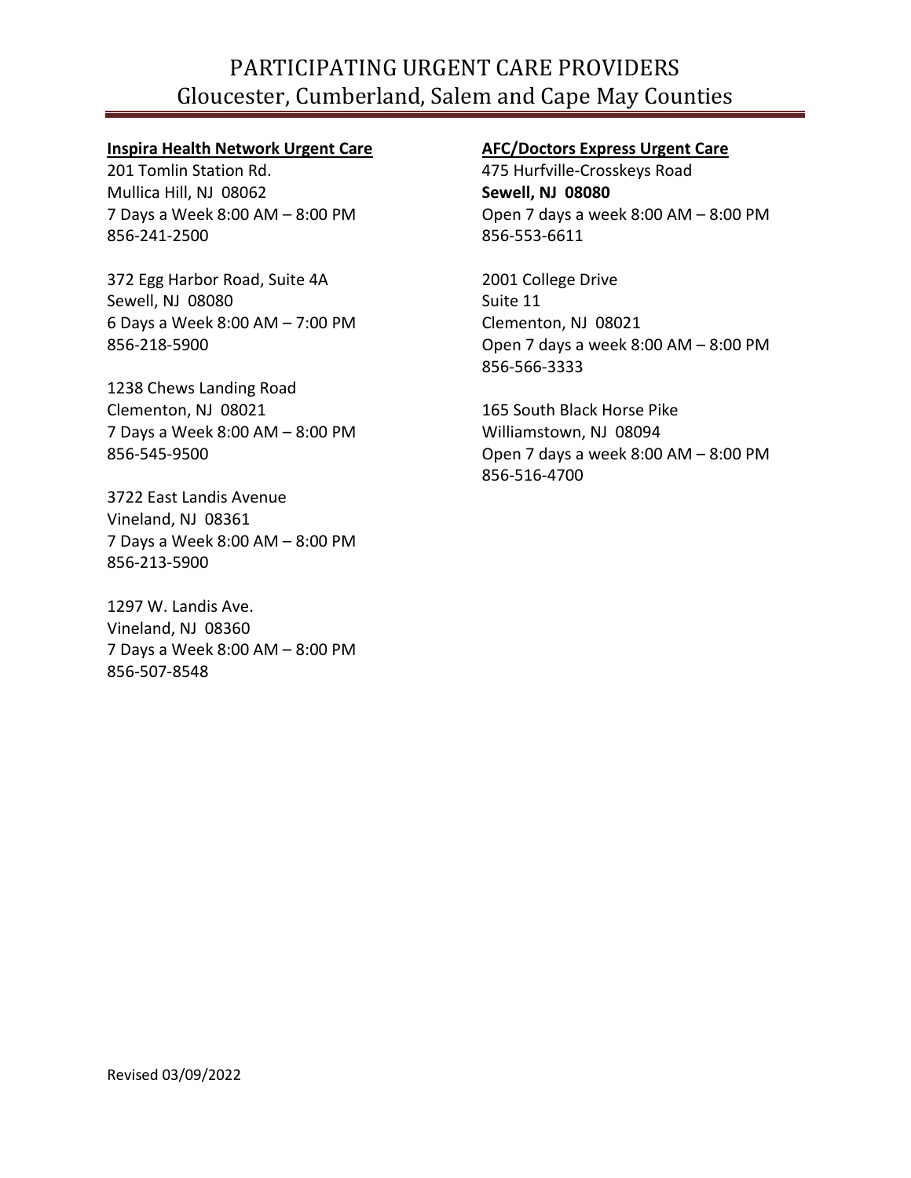# PARTICIPATING URGENT CARE PROVIDERS
## Gloucester, Cumberland, Salem and Cape May Counties

**Inspira Health Network Urgent Care**

201 Tomlin Station Rd.
Mullica Hill, NJ 08062
7 Days a Week 8:00 AM – 8:00 PM
856-241-2500

372 Egg Harbor Road, Suite 4A
Sewell, NJ 08080
6 Days a Week 8:00 AM – 7:00 PM
856-218-5900

1238 Chews Landing Road
Clementon, NJ 08021
7 Days a Week 8:00 AM – 8:00 PM
856-545-9500

3722 East Landis Avenue
Vineland, NJ 08361
7 Days a Week 8:00 AM – 8:00 PM
856-213-5900

1297 W. Landis Ave.
Vineland, NJ 08360
7 Days a Week 8:00 AM – 8:00 PM
856-507-8548

**AFC/Doctors Express Urgent Care**

475 Hurfville-Crosskeys Road
**Sewell, NJ 08080**
Open 7 days a week 8:00 AM – 8:00 PM
856-553-6611

2001 College Drive
Suite 11
Clementon, NJ 08021
Open 7 days a week 8:00 AM – 8:00 PM
856-566-3333

165 South Black Horse Pike
Williamstown, NJ 08094
Open 7 days a week 8:00 AM – 8:00 PM
856-516-4700

Revised 03/09/2022